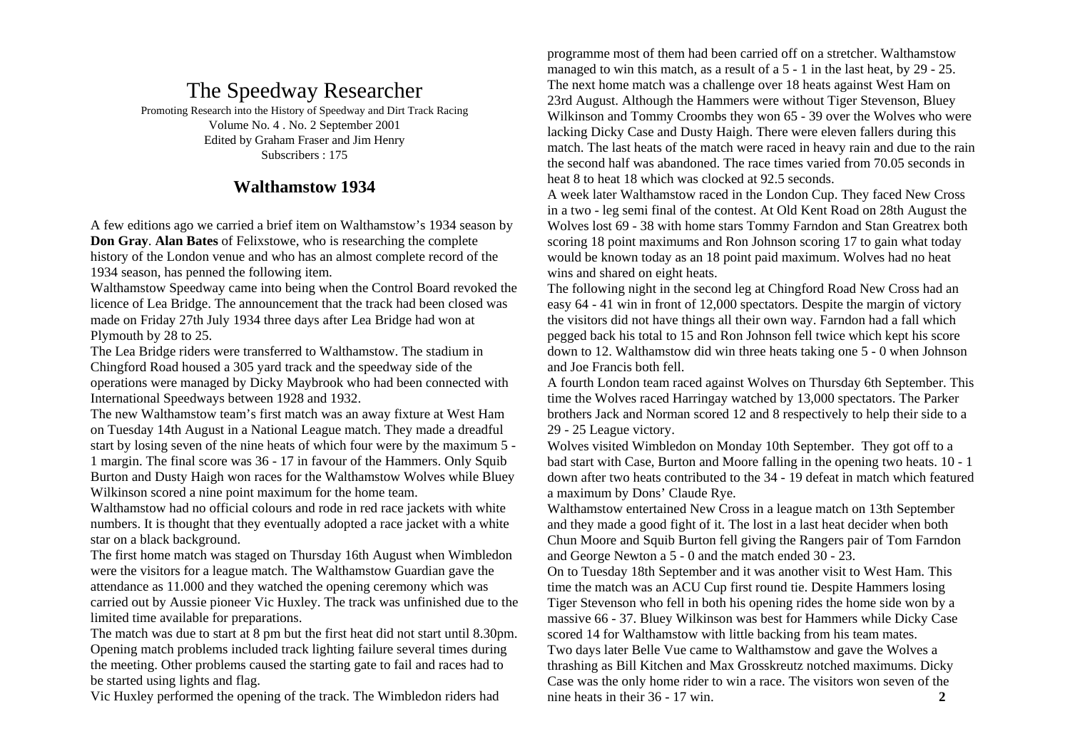# The Speedway Researcher

Promoting Research into the History of Speedway and Dirt Track Racing
Volume No. 4 . No. 2 September 2001
Edited by Graham Fraser and Jim Henry
Subscribers : 175

## Walthamstow 1934

A few editions ago we carried a brief item on Walthamstow's 1934 season by **Don Gray**. **Alan Bates** of Felixstowe, who is researching the complete history of the London venue and who has an almost complete record of the 1934 season, has penned the following item.

Walthamstow Speedway came into being when the Control Board revoked the licence of Lea Bridge. The announcement that the track had been closed was made on Friday 27th July 1934 three days after Lea Bridge had won at Plymouth by 28 to 25.

The Lea Bridge riders were transferred to Walthamstow. The stadium in Chingford Road housed a 305 yard track and the speedway side of the operations were managed by Dicky Maybrook who had been connected with International Speedways between 1928 and 1932.

The new Walthamstow team's first match was an away fixture at West Ham on Tuesday 14th August in a National League match. They made a dreadful start by losing seven of the nine heats of which four were by the maximum 5 - 1 margin. The final score was 36 - 17 in favour of the Hammers. Only Squib Burton and Dusty Haigh won races for the Walthamstow Wolves while Bluey Wilkinson scored a nine point maximum for the home team.

Walthamstow had no official colours and rode in red race jackets with white numbers. It is thought that they eventually adopted a race jacket with a white star on a black background.

The first home match was staged on Thursday 16th August when Wimbledon were the visitors for a league match. The Walthamstow Guardian gave the attendance as 11.000 and they watched the opening ceremony which was carried out by Aussie pioneer Vic Huxley. The track was unfinished due to the limited time available for preparations.

The match was due to start at 8 pm but the first heat did not start until 8.30pm. Opening match problems included track lighting failure several times during the meeting. Other problems caused the starting gate to fail and races had to be started using lights and flag.

Vic Huxley performed the opening of the track. The Wimbledon riders had programme most of them had been carried off on a stretcher. Walthamstow managed to win this match, as a result of a 5 - 1 in the last heat, by 29 - 25.

The next home match was a challenge over 18 heats against West Ham on 23rd August. Although the Hammers were without Tiger Stevenson, Bluey Wilkinson and Tommy Croombs they won 65 - 39 over the Wolves who were lacking Dicky Case and Dusty Haigh. There were eleven fallers during this match. The last heats of the match were raced in heavy rain and due to the rain the second half was abandoned. The race times varied from 70.05 seconds in heat 8 to heat 18 which was clocked at 92.5 seconds.

A week later Walthamstow raced in the London Cup. They faced New Cross in a two - leg semi final of the contest. At Old Kent Road on 28th August the Wolves lost 69 - 38 with home stars Tommy Farndon and Stan Greatrex both scoring 18 point maximums and Ron Johnson scoring 17 to gain what today would be known today as an 18 point paid maximum. Wolves had no heat wins and shared on eight heats.

The following night in the second leg at Chingford Road New Cross had an easy 64 - 41 win in front of 12,000 spectators. Despite the margin of victory the visitors did not have things all their own way. Farndon had a fall which pegged back his total to 15 and Ron Johnson fell twice which kept his score down to 12. Walthamstow did win three heats taking one 5 - 0 when Johnson and Joe Francis both fell.

A fourth London team raced against Wolves on Thursday 6th September. This time the Wolves raced Harringay watched by 13,000 spectators. The Parker brothers Jack and Norman scored 12 and 8 respectively to help their side to a 29 - 25 League victory.

Wolves visited Wimbledon on Monday 10th September. They got off to a bad start with Case, Burton and Moore falling in the opening two heats. 10 - 1 down after two heats contributed to the 34 - 19 defeat in match which featured a maximum by Dons' Claude Rye.

Walthamstow entertained New Cross in a league match on 13th September and they made a good fight of it. The lost in a last heat decider when both Chun Moore and Squib Burton fell giving the Rangers pair of Tom Farndon and George Newton a 5 - 0 and the match ended 30 - 23.

On to Tuesday 18th September and it was another visit to West Ham. This time the match was an ACU Cup first round tie. Despite Hammers losing Tiger Stevenson who fell in both his opening rides the home side won by a massive 66 - 37. Bluey Wilkinson was best for Hammers while Dicky Case scored 14 for Walthamstow with little backing from his team mates.

Two days later Belle Vue came to Walthamstow and gave the Wolves a thrashing as Bill Kitchen and Max Grosskreutz notched maximums. Dicky Case was the only home rider to win a race. The visitors won seven of the nine heats in their 36 - 17 win.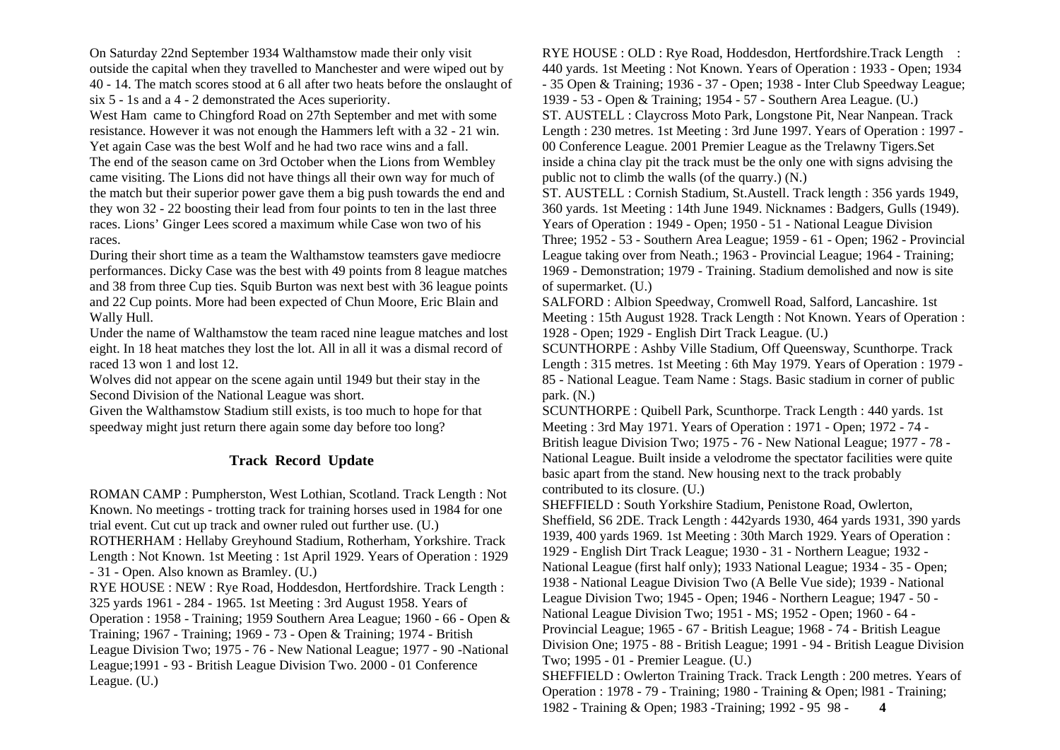On Saturday 22nd September 1934 Walthamstow made their only visit outside the capital when they travelled to Manchester and were wiped out by 40 - 14. The match scores stood at 6 all after two heats before the onslaught of six 5 - 1s and a 4 - 2 demonstrated the Aces superiority.

West Ham came to Chingford Road on 27th September and met with some resistance. However it was not enough the Hammers left with a 32 - 21 win. Yet again Case was the best Wolf and he had two race wins and a fall.

The end of the season came on 3rd October when the Lions from Wembley came visiting. The Lions did not have things all their own way for much of the match but their superior power gave them a big push towards the end and they won 32 - 22 boosting their lead from four points to ten in the last three races. Lions' Ginger Lees scored a maximum while Case won two of his races.

During their short time as a team the Walthamstow teamsters gave mediocre performances. Dicky Case was the best with 49 points from 8 league matches and 38 from three Cup ties. Squib Burton was next best with 36 league points and 22 Cup points. More had been expected of Chun Moore, Eric Blain and Wally Hull.

Under the name of Walthamstow the team raced nine league matches and lost eight. In 18 heat matches they lost the lot. All in all it was a dismal record of raced 13 won 1 and lost 12.

Wolves did not appear on the scene again until 1949 but their stay in the Second Division of the National League was short.

Given the Walthamstow Stadium still exists, is too much to hope for that speedway might just return there again some day before too long?

## Track Record Update

ROMAN CAMP : Pumpherston, West Lothian, Scotland. Track Length : Not Known. No meetings - trotting track for training horses used in 1984 for one trial event. Cut cut up track and owner ruled out further use. (U.)

ROTHERHAM : Hellaby Greyhound Stadium, Rotherham, Yorkshire. Track Length : Not Known. 1st Meeting : 1st April 1929. Years of Operation : 1929 - 31 - Open. Also known as Bramley. (U.)

RYE HOUSE : NEW : Rye Road, Hoddesdon, Hertfordshire. Track Length : 325 yards 1961 - 284 - 1965. 1st Meeting : 3rd August 1958. Years of Operation : 1958 - Training; 1959 Southern Area League; 1960 - 66 - Open & Training; 1967 - Training; 1969 - 73 - Open & Training; 1974 - British League Division Two; 1975 - 76 - New National League; 1977 - 90 -National League;1991 - 93 - British League Division Two. 2000 - 01 Conference League. (U.)

RYE HOUSE : OLD : Rye Road, Hoddesdon, Hertfordshire.Track Length : 440 yards. 1st Meeting : Not Known. Years of Operation : 1933 - Open; 1934 - 35 Open & Training; 1936 - 37 - Open; 1938 - Inter Club Speedway League; 1939 - 53 - Open & Training; 1954 - 57 - Southern Area League. (U.)

ST. AUSTELL : Claycross Moto Park, Longstone Pit, Near Nanpean. Track Length : 230 metres. 1st Meeting : 3rd June 1997. Years of Operation : 1997 - 00 Conference League. 2001 Premier League as the Trelawny Tigers.Set inside a china clay pit the track must be the only one with signs advising the public not to climb the walls (of the quarry.) (N.)

ST. AUSTELL : Cornish Stadium, St.Austell. Track length : 356 yards 1949, 360 yards. 1st Meeting : 14th June 1949. Nicknames : Badgers, Gulls (1949). Years of Operation : 1949 - Open; 1950 - 51 - National League Division Three; 1952 - 53 - Southern Area League; 1959 - 61 - Open; 1962 - Provincial League taking over from Neath.; 1963 - Provincial League; 1964 - Training; 1969 - Demonstration; 1979 - Training. Stadium demolished and now is site of supermarket. (U.)

SALFORD : Albion Speedway, Cromwell Road, Salford, Lancashire. 1st Meeting : 15th August 1928. Track Length : Not Known. Years of Operation : 1928 - Open; 1929 - English Dirt Track League. (U.)

SCUNTHORPE : Ashby Ville Stadium, Off Queensway, Scunthorpe. Track Length : 315 metres. 1st Meeting : 6th May 1979. Years of Operation : 1979 - 85 - National League. Team Name : Stags. Basic stadium in corner of public park. (N.)

SCUNTHORPE : Quibell Park, Scunthorpe. Track Length : 440 yards. 1st Meeting : 3rd May 1971. Years of Operation : 1971 - Open; 1972 - 74 - British league Division Two; 1975 - 76 - New National League; 1977 - 78 - National League. Built inside a velodrome the spectator facilities were quite basic apart from the stand. New housing next to the track probably contributed to its closure. (U.)

SHEFFIELD : South Yorkshire Stadium, Penistone Road, Owlerton, Sheffield, S6 2DE. Track Length : 442yards 1930, 464 yards 1931, 390 yards 1939, 400 yards 1969. 1st Meeting : 30th March 1929. Years of Operation : 1929 - English Dirt Track League; 1930 - 31 - Northern League; 1932 - National League (first half only); 1933 National League; 1934 - 35 - Open; 1938 - National League Division Two (A Belle Vue side); 1939 - National League Division Two; 1945 - Open; 1946 - Northern League; 1947 - 50 - National League Division Two; 1951 - MS; 1952 - Open; 1960 - 64 - Provincial League; 1965 - 67 - British League; 1968 - 74 - British League Division One; 1975 - 88 - British League; 1991 - 94 - British League Division Two; 1995 - 01 - Premier League. (U.)

SHEFFIELD : Owlerton Training Track. Track Length : 200 metres. Years of Operation : 1978 - 79 - Training; 1980 - Training & Open; l981 - Training; 1982 - Training & Open; 1983 -Training; 1992 - 95 98 -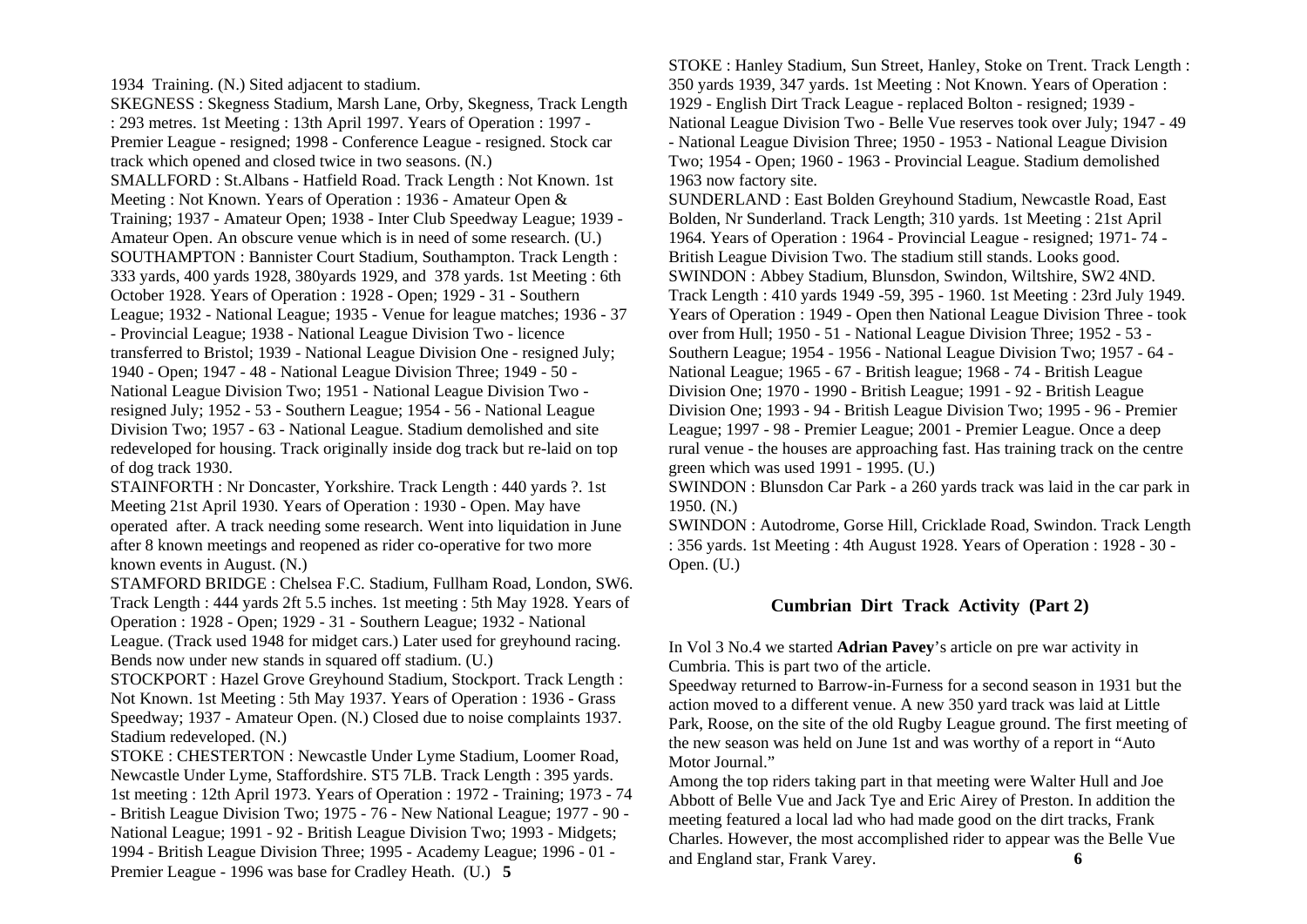1934 Training. (N.) Sited adjacent to stadium.

SKEGNESS : Skegness Stadium, Marsh Lane, Orby, Skegness, Track Length : 293 metres. 1st Meeting : 13th April 1997. Years of Operation : 1997 - Premier League - resigned; 1998 - Conference League - resigned. Stock car track which opened and closed twice in two seasons. (N.)

SMALLFORD : St.Albans - Hatfield Road. Track Length : Not Known. 1st Meeting : Not Known. Years of Operation : 1936 - Amateur Open & Training; 1937 - Amateur Open; 1938 - Inter Club Speedway League; 1939 - Amateur Open. An obscure venue which is in need of some research. (U.)

SOUTHAMPTON : Bannister Court Stadium, Southampton. Track Length : 333 yards, 400 yards 1928, 380yards 1929, and 378 yards. 1st Meeting : 6th October 1928. Years of Operation : 1928 - Open; 1929 - 31 - Southern League; 1932 - National League; 1935 - Venue for league matches; 1936 - 37 - Provincial League; 1938 - National League Division Two - licence transferred to Bristol; 1939 - National League Division One - resigned July; 1940 - Open; 1947 - 48 - National League Division Three; 1949 - 50 - National League Division Two; 1951 - National League Division Two - resigned July; 1952 - 53 - Southern League; 1954 - 56 - National League Division Two; 1957 - 63 - National League. Stadium demolished and site redeveloped for housing. Track originally inside dog track but re-laid on top of dog track 1930.

STAINFORTH : Nr Doncaster, Yorkshire. Track Length : 440 yards ?. 1st Meeting 21st April 1930. Years of Operation : 1930 - Open. May have operated after. A track needing some research. Went into liquidation in June after 8 known meetings and reopened as rider co-operative for two more known events in August. (N.)

STAMFORD BRIDGE : Chelsea F.C. Stadium, Fullham Road, London, SW6. Track Length : 444 yards 2ft 5.5 inches. 1st meeting : 5th May 1928. Years of Operation : 1928 - Open; 1929 - 31 - Southern League; 1932 - National League. (Track used 1948 for midget cars.) Later used for greyhound racing. Bends now under new stands in squared off stadium. (U.)

STOCKPORT : Hazel Grove Greyhound Stadium, Stockport. Track Length : Not Known. 1st Meeting : 5th May 1937. Years of Operation : 1936 - Grass Speedway; 1937 - Amateur Open. (N.) Closed due to noise complaints 1937. Stadium redeveloped. (N.)

STOKE : CHESTERTON : Newcastle Under Lyme Stadium, Loomer Road, Newcastle Under Lyme, Staffordshire. ST5 7LB. Track Length : 395 yards. 1st meeting : 12th April 1973. Years of Operation : 1972 - Training; 1973 - 74 - British League Division Two; 1975 - 76 - New National League; 1977 - 90 - National League; 1991 - 92 - British League Division Two; 1993 - Midgets; 1994 - British League Division Three; 1995 - Academy League; 1996 - 01 - Premier League - 1996 was base for Cradley Heath. (U.)

STOKE : Hanley Stadium, Sun Street, Hanley, Stoke on Trent. Track Length : 350 yards 1939, 347 yards. 1st Meeting : Not Known. Years of Operation : 1929 - English Dirt Track League - replaced Bolton - resigned; 1939 - National League Division Two - Belle Vue reserves took over July; 1947 - 49 - National League Division Three; 1950 - 1953 - National League Division Two; 1954 - Open; 1960 - 1963 - Provincial League. Stadium demolished 1963 now factory site.

SUNDERLAND : East Bolden Greyhound Stadium, Newcastle Road, East Bolden, Nr Sunderland. Track Length; 310 yards. 1st Meeting : 21st April 1964. Years of Operation : 1964 - Provincial League - resigned; 1971- 74 - British League Division Two. The stadium still stands. Looks good.

SWINDON : Abbey Stadium, Blunsdon, Swindon, Wiltshire, SW2 4ND. Track Length : 410 yards 1949 -59, 395 - 1960. 1st Meeting : 23rd July 1949. Years of Operation : 1949 - Open then National League Division Three - took over from Hull; 1950 - 51 - National League Division Three; 1952 - 53 - Southern League; 1954 - 1956 - National League Division Two; 1957 - 64 - National League; 1965 - 67 - British league; 1968 - 74 - British League Division One; 1970 - 1990 - British League; 1991 - 92 - British League Division One; 1993 - 94 - British League Division Two; 1995 - 96 - Premier League; 1997 - 98 - Premier League; 2001 - Premier League. Once a deep rural venue - the houses are approaching fast. Has training track on the centre green which was used 1991 - 1995. (U.)

SWINDON : Blunsdon Car Park - a 260 yards track was laid in the car park in 1950. (N.)

SWINDON : Autodrome, Gorse Hill, Cricklade Road, Swindon. Track Length : 356 yards. 1st Meeting : 4th August 1928. Years of Operation : 1928 - 30 - Open. (U.)

## Cumbrian Dirt Track Activity (Part 2)

In Vol 3 No.4 we started **Adrian Pavey**'s article on pre war activity in Cumbria. This is part two of the article.

Speedway returned to Barrow-in-Furness for a second season in 1931 but the action moved to a different venue. A new 350 yard track was laid at Little Park, Roose, on the site of the old Rugby League ground. The first meeting of the new season was held on June 1st and was worthy of a report in "Auto Motor Journal."

Among the top riders taking part in that meeting were Walter Hull and Joe Abbott of Belle Vue and Jack Tye and Eric Airey of Preston. In addition the meeting featured a local lad who had made good on the dirt tracks, Frank Charles. However, the most accomplished rider to appear was the Belle Vue and England star, Frank Varey.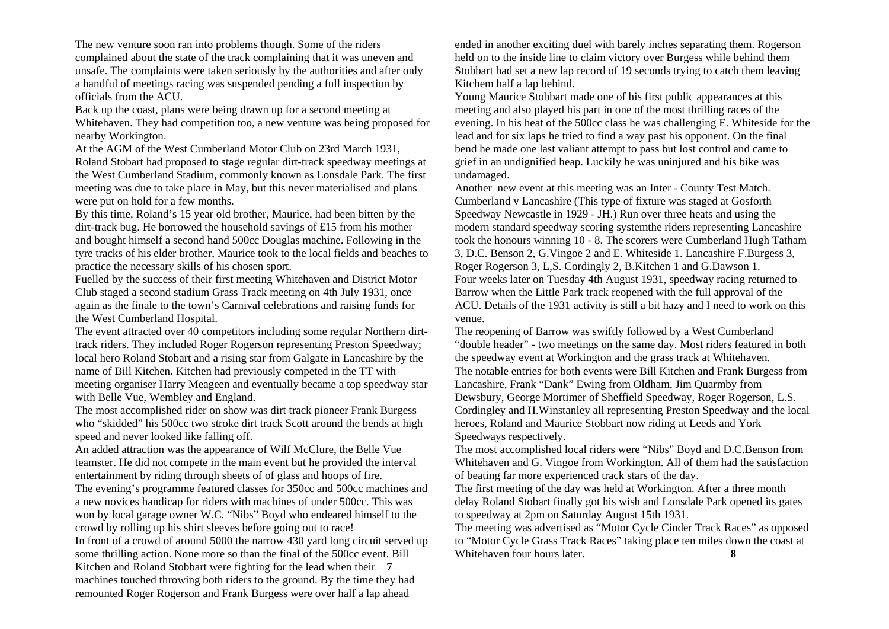The new venture soon ran into problems though. Some of the riders complained about the state of the track complaining that it was uneven and unsafe. The complaints were taken seriously by the authorities and after only a handful of meetings racing was suspended pending a full inspection by officials from the ACU.

Back up the coast, plans were being drawn up for a second meeting at Whitehaven. They had competition too, a new venture was being proposed for nearby Workington.

At the AGM of the West Cumberland Motor Club on 23rd March 1931, Roland Stobart had proposed to stage regular dirt-track speedway meetings at the West Cumberland Stadium, commonly known as Lonsdale Park. The first meeting was due to take place in May, but this never materialised and plans were put on hold for a few months.

By this time, Roland's 15 year old brother, Maurice, had been bitten by the dirt-track bug. He borrowed the household savings of £15 from his mother and bought himself a second hand 500cc Douglas machine. Following in the tyre tracks of his elder brother, Maurice took to the local fields and beaches to practice the necessary skills of his chosen sport.

Fuelled by the success of their first meeting Whitehaven and District Motor Club staged a second stadium Grass Track meeting on 4th July 1931, once again as the finale to the town's Carnival celebrations and raising funds for the West Cumberland Hospital.

The event attracted over 40 competitors including some regular Northern dirt-track riders. They included Roger Rogerson representing Preston Speedway; local hero Roland Stobart and a rising star from Galgate in Lancashire by the name of Bill Kitchen. Kitchen had previously competed in the TT with meeting organiser Harry Meageen and eventually became a top speedway star with Belle Vue, Wembley and England.

The most accomplished rider on show was dirt track pioneer Frank Burgess who "skidded" his 500cc two stroke dirt track Scott around the bends at high speed and never looked like falling off.

An added attraction was the appearance of Wilf McClure, the Belle Vue teamster. He did not compete in the main event but he provided the interval entertainment by riding through sheets of of glass and hoops of fire.

The evening's programme featured classes for 350cc and 500cc machines and a new novices handicap for riders with machines of under 500cc. This was won by local garage owner W.C. "Nibs" Boyd who endeared himself to the crowd by rolling up his shirt sleeves before going out to race!

In front of a crowd of around 5000 the narrow 430 yard long circuit served up some thrilling action. None more so than the final of the 500cc event. Bill Kitchen and Roland Stobbart were fighting for the lead when their machines touched throwing both riders to the ground. By the time they had remounted Roger Rogerson and Frank Burgess were over half a lap ahead ended in another exciting duel with barely inches separating them. Rogerson held on to the inside line to claim victory over Burgess while behind them Stobbart had set a new lap record of 19 seconds trying to catch them leaving Kitchem half a lap behind.

Young Maurice Stobbart made one of his first public appearances at this meeting and also played his part in one of the most thrilling races of the evening. In his heat of the 500cc class he was challenging E. Whiteside for the lead and for six laps he tried to find a way past his opponent. On the final bend he made one last valiant attempt to pass but lost control and came to grief in an undignified heap. Luckily he was uninjured and his bike was undamaged.

Another new event at this meeting was an Inter - County Test Match. Cumberland v Lancashire (This type of fixture was staged at Gosforth Speedway Newcastle in 1929 - JH.) Run over three heats and using the modern standard speedway scoring systemthe riders representing Lancashire took the honours winning 10 - 8. The scorers were Cumberland Hugh Tatham 3, D.C. Benson 2, G.Vingoe 2 and E. Whiteside 1. Lancashire F.Burgess 3, Roger Rogerson 3, L,S. Cordingly 2, B.Kitchen 1 and G.Dawson 1.

Four weeks later on Tuesday 4th August 1931, speedway racing returned to Barrow when the Little Park track reopened with the full approval of the ACU. Details of the 1931 activity is still a bit hazy and I need to work on this venue.

The reopening of Barrow was swiftly followed by a West Cumberland "double header" - two meetings on the same day. Most riders featured in both the speedway event at Workington and the grass track at Whitehaven.

The notable entries for both events were Bill Kitchen and Frank Burgess from Lancashire, Frank "Dank" Ewing from Oldham, Jim Quarmby from Dewsbury, George Mortimer of Sheffield Speedway, Roger Rogerson, L.S. Cordingley and H.Winstanley all representing Preston Speedway and the local heroes, Roland and Maurice Stobbart now riding at Leeds and York Speedways respectively.

The most accomplished local riders were "Nibs" Boyd and D.C.Benson from Whitehaven and G. Vingoe from Workington. All of them had the satisfaction of beating far more experienced track stars of the day.

The first meeting of the day was held at Workington. After a three month delay Roland Stobart finally got his wish and Lonsdale Park opened its gates to speedway at 2pm on Saturday August 15th 1931.

The meeting was advertised as "Motor Cycle Cinder Track Races" as opposed to "Motor Cycle Grass Track Races" taking place ten miles down the coast at Whitehaven four hours later.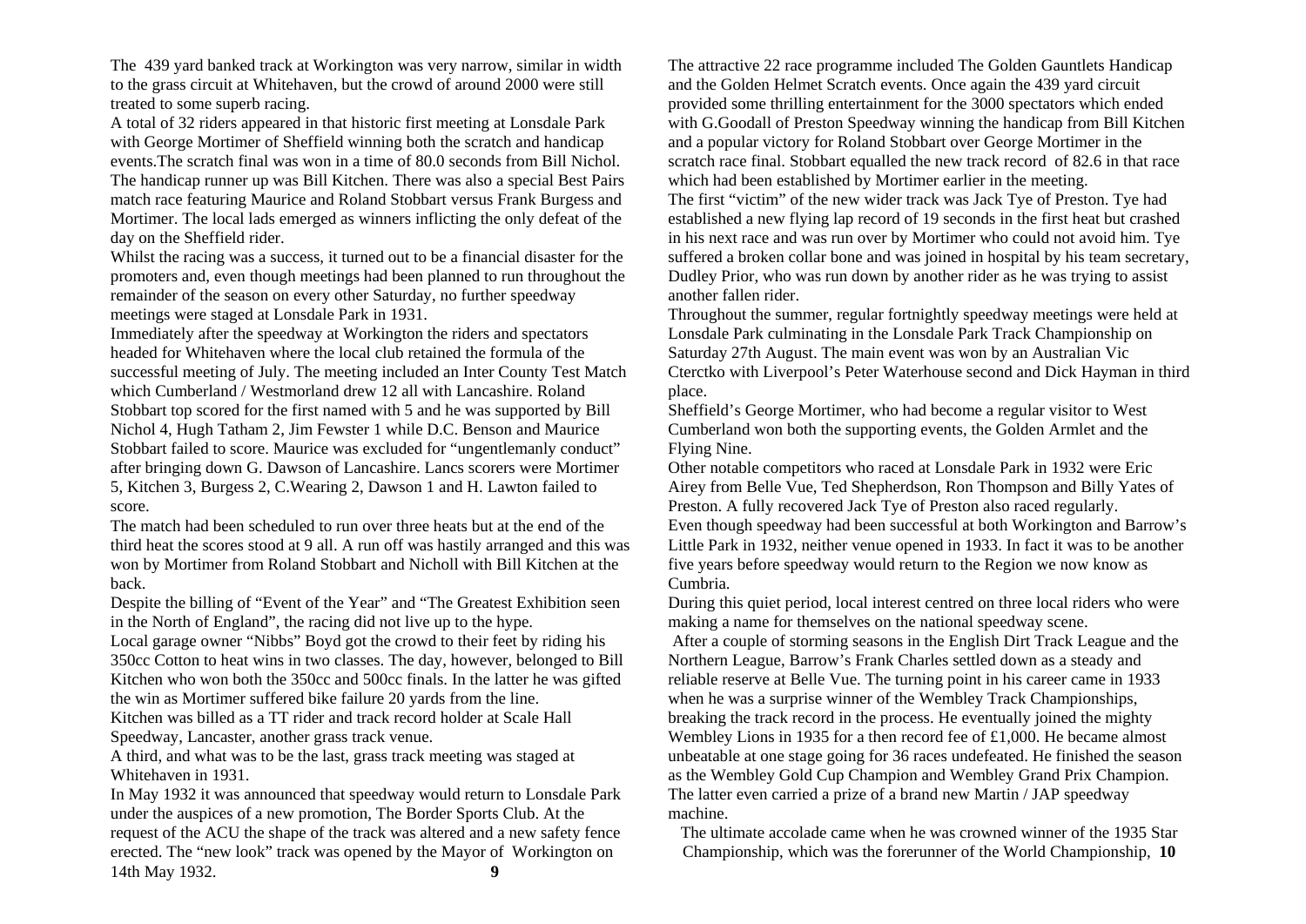The  439 yard banked track at Workington was very narrow, similar in width to the grass circuit at Whitehaven, but the crowd of around 2000 were still treated to some superb racing.

A total of 32 riders appeared in that historic first meeting at Lonsdale Park with George Mortimer of Sheffield winning both the scratch and handicap events.The scratch final was won in a time of 80.0 seconds from Bill Nichol. The handicap runner up was Bill Kitchen. There was also a special Best Pairs match race featuring Maurice and Roland Stobbart versus Frank Burgess and Mortimer. The local lads emerged as winners inflicting the only defeat of the day on the Sheffield rider.

Whilst the racing was a success, it turned out to be a financial disaster for the promoters and, even though meetings had been planned to run throughout the remainder of the season on every other Saturday, no further speedway meetings were staged at Lonsdale Park in 1931.

Immediately after the speedway at Workington the riders and spectators headed for Whitehaven where the local club retained the formula of the successful meeting of July. The meeting included an Inter County Test Match which Cumberland / Westmorland drew 12 all with Lancashire. Roland Stobbart top scored for the first named with 5 and he was supported by Bill Nichol 4, Hugh Tatham 2, Jim Fewster 1 while D.C. Benson and Maurice Stobbart failed to score. Maurice was excluded for "ungentlemanly conduct" after bringing down G. Dawson of Lancashire. Lancs scorers were Mortimer 5, Kitchen 3, Burgess 2, C.Wearing 2, Dawson 1 and H. Lawton failed to score.

The match had been scheduled to run over three heats but at the end of the third heat the scores stood at 9 all. A run off was hastily arranged and this was won by Mortimer from Roland Stobbart and Nicholl with Bill Kitchen at the back.

Despite the billing of "Event of the Year" and "The Greatest Exhibition seen in the North of England", the racing did not live up to the hype.

Local garage owner "Nibbs" Boyd got the crowd to their feet by riding his 350cc Cotton to heat wins in two classes. The day, however, belonged to Bill Kitchen who won both the 350cc and 500cc finals. In the latter he was gifted the win as Mortimer suffered bike failure 20 yards from the line.

Kitchen was billed as a TT rider and track record holder at Scale Hall Speedway, Lancaster, another grass track venue.

A third, and what was to be the last, grass track meeting was staged at Whitehaven in 1931.

In May 1932 it was announced that speedway would return to Lonsdale Park under the auspices of a new promotion, The Border Sports Club. At the request of the ACU the shape of the track was altered and a new safety fence erected. The "new look" track was opened by the Mayor of  Workington on 14th May 1932.

The attractive 22 race programme included The Golden Gauntlets Handicap and the Golden Helmet Scratch events. Once again the 439 yard circuit provided some thrilling entertainment for the 3000 spectators which ended with G.Goodall of Preston Speedway winning the handicap from Bill Kitchen and a popular victory for Roland Stobbart over George Mortimer in the scratch race final. Stobbart equalled the new track record  of 82.6 in that race which had been established by Mortimer earlier in the meeting.

The first "victim" of the new wider track was Jack Tye of Preston. Tye had established a new flying lap record of 19 seconds in the first heat but crashed in his next race and was run over by Mortimer who could not avoid him. Tye suffered a broken collar bone and was joined in hospital by his team secretary, Dudley Prior, who was run down by another rider as he was trying to assist another fallen rider.

Throughout the summer, regular fortnightly speedway meetings were held at Lonsdale Park culminating in the Lonsdale Park Track Championship on Saturday 27th August. The main event was won by an Australian Vic Cterctko with Liverpool's Peter Waterhouse second and Dick Hayman in third place.

Sheffield's George Mortimer, who had become a regular visitor to West Cumberland won both the supporting events, the Golden Armlet and the Flying Nine.

Other notable competitors who raced at Lonsdale Park in 1932 were Eric Airey from Belle Vue, Ted Shepherdson, Ron Thompson and Billy Yates of Preston. A fully recovered Jack Tye of Preston also raced regularly.

Even though speedway had been successful at both Workington and Barrow's Little Park in 1932, neither venue opened in 1933. In fact it was to be another five years before speedway would return to the Region we now know as Cumbria.

During this quiet period, local interest centred on three local riders who were making a name for themselves on the national speedway scene.

After a couple of storming seasons in the English Dirt Track League and the Northern League, Barrow's Frank Charles settled down as a steady and reliable reserve at Belle Vue. The turning point in his career came in 1933 when he was a surprise winner of the Wembley Track Championships, breaking the track record in the process. He eventually joined the mighty Wembley Lions in 1935 for a then record fee of £1,000. He became almost unbeatable at one stage going for 36 races undefeated. He finished the season as the Wembley Gold Cup Champion and Wembley Grand Prix Champion. The latter even carried a prize of a brand new Martin / JAP speedway machine.

The ultimate accolade came when he was crowned winner of the 1935 Star Championship, which was the forerunner of the World Championship,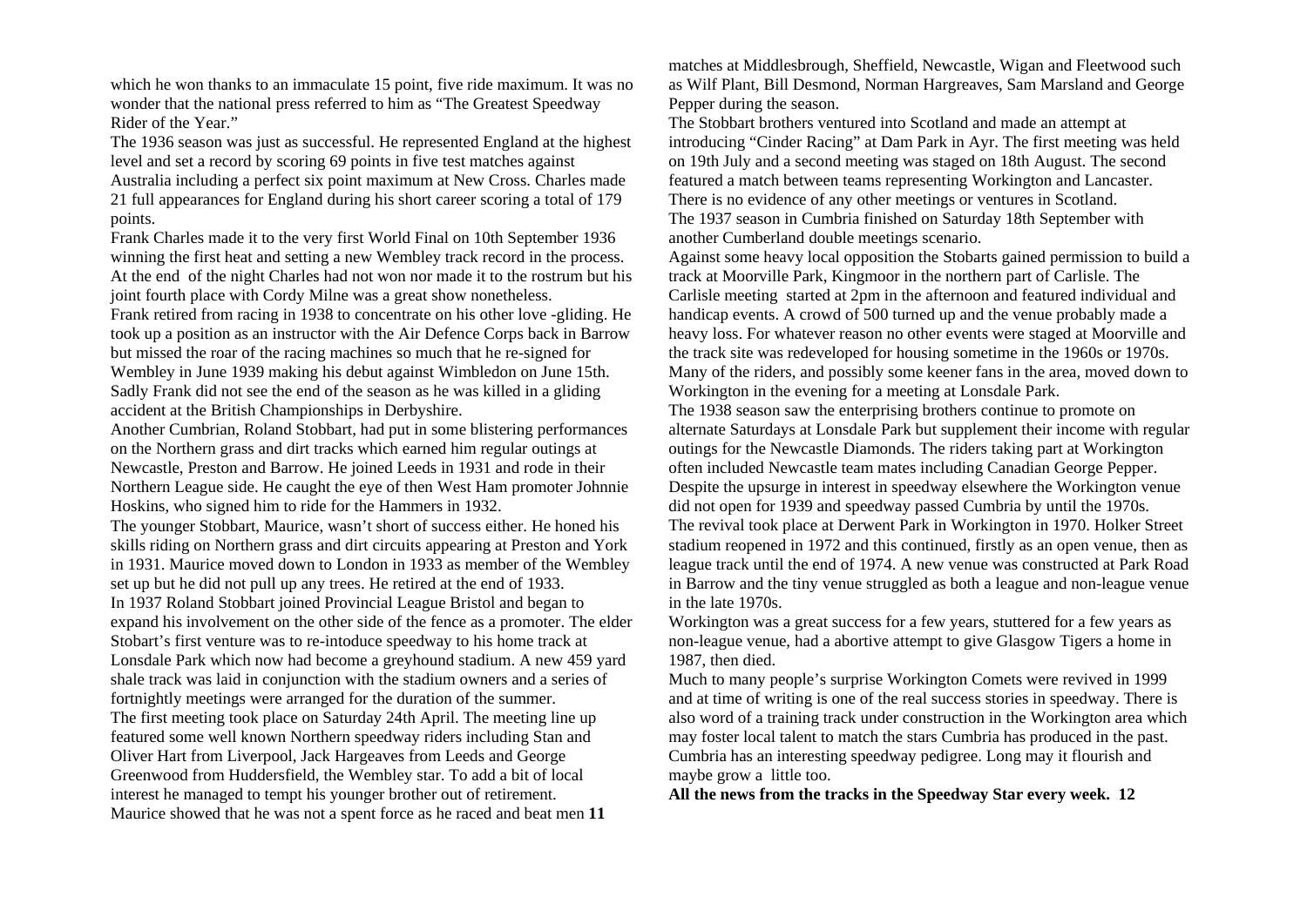which he won thanks to an immaculate 15 point, five ride maximum. It was no wonder that the national press referred to him as "The Greatest Speedway Rider of the Year."

The 1936 season was just as successful. He represented England at the highest level and set a record by scoring 69 points in five test matches against Australia including a perfect six point maximum at New Cross. Charles made 21 full appearances for England during his short career scoring a total of 179 points.

Frank Charles made it to the very first World Final on 10th September 1936 winning the first heat and setting a new Wembley track record in the process. At the end of the night Charles had not won nor made it to the rostrum but his joint fourth place with Cordy Milne was a great show nonetheless.

Frank retired from racing in 1938 to concentrate on his other love -gliding. He took up a position as an instructor with the Air Defence Corps back in Barrow but missed the roar of the racing machines so much that he re-signed for Wembley in June 1939 making his debut against Wimbledon on June 15th. Sadly Frank did not see the end of the season as he was killed in a gliding accident at the British Championships in Derbyshire.

Another Cumbrian, Roland Stobbart, had put in some blistering performances on the Northern grass and dirt tracks which earned him regular outings at Newcastle, Preston and Barrow. He joined Leeds in 1931 and rode in their Northern League side. He caught the eye of then West Ham promoter Johnnie Hoskins, who signed him to ride for the Hammers in 1932.

The younger Stobbart, Maurice, wasn't short of success either. He honed his skills riding on Northern grass and dirt circuits appearing at Preston and York in 1931. Maurice moved down to London in 1933 as member of the Wembley set up but he did not pull up any trees. He retired at the end of 1933.

In 1937 Roland Stobbart joined Provincial League Bristol and began to expand his involvement on the other side of the fence as a promoter. The elder Stobart's first venture was to re-intoduce speedway to his home track at Lonsdale Park which now had become a greyhound stadium. A new 459 yard shale track was laid in conjunction with the stadium owners and a series of fortnightly meetings were arranged for the duration of the summer.

The first meeting took place on Saturday 24th April. The meeting line up featured some well known Northern speedway riders including Stan and Oliver Hart from Liverpool, Jack Hargeaves from Leeds and George Greenwood from Huddersfield, the Wembley star. To add a bit of local interest he managed to tempt his younger brother out of retirement.

Maurice showed that he was not a spent force as he raced and beat men matches at Middlesbrough, Sheffield, Newcastle, Wigan and Fleetwood such as Wilf Plant, Bill Desmond, Norman Hargreaves, Sam Marsland and George Pepper during the season.

The Stobbart brothers ventured into Scotland and made an attempt at introducing "Cinder Racing" at Dam Park in Ayr. The first meeting was held on 19th July and a second meeting was staged on 18th August. The second featured a match between teams representing Workington and Lancaster. There is no evidence of any other meetings or ventures in Scotland.

The 1937 season in Cumbria finished on Saturday 18th September with another Cumberland double meetings scenario.

Against some heavy local opposition the Stobarts gained permission to build a track at Moorville Park, Kingmoor in the northern part of Carlisle. The Carlisle meeting started at 2pm in the afternoon and featured individual and handicap events. A crowd of 500 turned up and the venue probably made a heavy loss. For whatever reason no other events were staged at Moorville and the track site was redeveloped for housing sometime in the 1960s or 1970s. Many of the riders, and possibly some keener fans in the area, moved down to Workington in the evening for a meeting at Lonsdale Park.

The 1938 season saw the enterprising brothers continue to promote on alternate Saturdays at Lonsdale Park but supplement their income with regular outings for the Newcastle Diamonds. The riders taking part at Workington often included Newcastle team mates including Canadian George Pepper.

Despite the upsurge in interest in speedway elsewhere the Workington venue did not open for 1939 and speedway passed Cumbria by until the 1970s.

The revival took place at Derwent Park in Workington in 1970. Holker Street stadium reopened in 1972 and this continued, firstly as an open venue, then as league track until the end of 1974. A new venue was constructed at Park Road in Barrow and the tiny venue struggled as both a league and non-league venue in the late 1970s.

Workington was a great success for a few years, stuttered for a few years as non-league venue, had a abortive attempt to give Glasgow Tigers a home in 1987, then died.

Much to many people's surprise Workington Comets were revived in 1999 and at time of writing is one of the real success stories in speedway. There is also word of a training track under construction in the Workington area which may foster local talent to match the stars Cumbria has produced in the past. Cumbria has an interesting speedway pedigree. Long may it flourish and maybe grow a little too.

**All the news from the tracks in the Speedway Star every week.**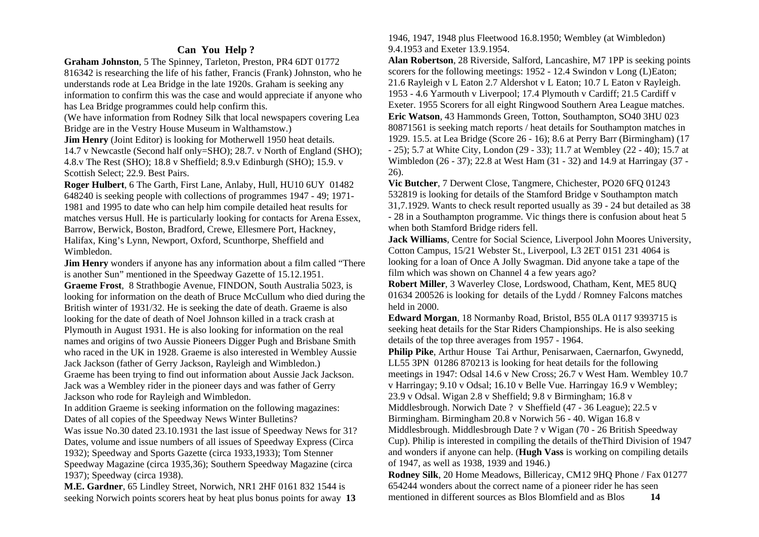## Can You Help ?

**Graham Johnston**, 5 The Spinney, Tarleton, Preston, PR4 6DT 01772 816342 is researching the life of his father, Francis (Frank) Johnston, who he understands rode at Lea Bridge in the late 1920s. Graham is seeking any information to confirm this was the case and would appreciate if anyone who has Lea Bridge programmes could help confirm this.

(We have information from Rodney Silk that local newspapers covering Lea Bridge are in the Vestry House Museum in Walthamstow.)

**Jim Henry** (Joint Editor) is looking for Motherwell 1950 heat details. 14.7 v Newcastle (Second half only=SHO); 28.7. v North of England (SHO); 4.8.v The Rest (SHO); 18.8 v Sheffield; 8.9.v Edinburgh (SHO); 15.9. v Scottish Select; 22.9. Best Pairs.

**Roger Hulbert**, 6 The Garth, First Lane, Anlaby, Hull, HU10 6UY 01482 648240 is seeking people with collections of programmes 1947 - 49; 1971-1981 and 1995 to date who can help him compile detailed heat results for matches versus Hull. He is particularly looking for contacts for Arena Essex, Barrow, Berwick, Boston, Bradford, Crewe, Ellesmere Port, Hackney, Halifax, King's Lynn, Newport, Oxford, Scunthorpe, Sheffield and Wimbledon.

**Jim Henry** wonders if anyone has any information about a film called "There is another Sun" mentioned in the Speedway Gazette of 15.12.1951.

**Graeme Frost**, 8 Strathbogie Avenue, FINDON, South Australia 5023, is looking for information on the death of Bruce McCullum who died during the British winter of 1931/32. He is seeking the date of death. Graeme is also looking for the date of death of Noel Johnson killed in a track crash at Plymouth in August 1931. He is also looking for information on the real names and origins of two Aussie Pioneers Digger Pugh and Brisbane Smith who raced in the UK in 1928. Graeme is also interested in Wembley Aussie Jack Jackson (father of Gerry Jackson, Rayleigh and Wimbledon.)

Graeme has been trying to find out information about Aussie Jack Jackson. Jack was a Wembley rider in the pioneer days and was father of Gerry Jackson who rode for Rayleigh and Wimbledon.

In addition Graeme is seeking information on the following magazines: Dates of all copies of the Speedway News Winter Bulletins?

Was issue No.30 dated 23.10.1931 the last issue of Speedway News for 31? Dates, volume and issue numbers of all issues of Speedway Express (Circa 1932); Speedway and Sports Gazette (circa 1933,1933); Tom Stenner Speedway Magazine (circa 1935,36); Southern Speedway Magazine (circa 1937); Speedway (circa 1938).

**M.E. Gardner**, 65 Lindley Street, Norwich, NR1 2HF 0161 832 1544 is seeking Norwich points scorers heat by heat plus bonus points for away 1946, 1947, 1948 plus Fleetwood 16.8.1950; Wembley (at Wimbledon) 9.4.1953 and Exeter 13.9.1954.

**Alan Robertson**, 28 Riverside, Salford, Lancashire, M7 1PP is seeking points scorers for the following meetings: 1952 - 12.4 Swindon v Long (L)Eaton; 21.6 Rayleigh v L Eaton 2.7 Aldershot v L Eaton; 10.7 L Eaton v Rayleigh. 1953 - 4.6 Yarmouth v Liverpool; 17.4 Plymouth v Cardiff; 21.5 Cardiff v Exeter. 1955 Scorers for all eight Ringwood Southern Area League matches.

**Eric Watson**, 43 Hammonds Green, Totton, Southampton, SO40 3HU 023 80871561 is seeking match reports / heat details for Southampton matches in 1929. 15.5. at Lea Bridge (Score 26 - 16); 8.6 at Perry Barr (Birmingham) (17 - 25); 5.7 at White City, London (29 - 33); 11.7 at Wembley (22 - 40); 15.7 at Wimbledon (26 - 37); 22.8 at West Ham (31 - 32) and 14.9 at Harringay (37 - 26).

**Vic Butcher**, 7 Derwent Close, Tangmere, Chichester, PO20 6FQ 01243 532819 is looking for details of the Stamford Bridge v Southampton match 31,7.1929. Wants to check result reported usually as 39 - 24 but detailed as 38 - 28 in a Southampton programme. Vic things there is confusion about heat 5 when both Stamford Bridge riders fell.

**Jack Williams**, Centre for Social Science, Liverpool John Moores University, Cotton Campus, 15/21 Webster St., Liverpool, L3 2ET 0151 231 4064 is looking for a loan of Once A Jolly Swagman. Did anyone take a tape of the film which was shown on Channel 4 a few years ago?

**Robert Miller**, 3 Waverley Close, Lordswood, Chatham, Kent, ME5 8UQ 01634 200526 is looking for details of the Lydd / Romney Falcons matches held in 2000.

**Edward Morgan**, 18 Normanby Road, Bristol, B55 0LA 0117 9393715 is seeking heat details for the Star Riders Championships. He is also seeking details of the top three averages from 1957 - 1964.

**Philip Pike**, Arthur House Tai Arthur, Penisarwaen, Caernarfon, Gwynedd, LL55 3PN 01286 870213 is looking for heat details for the following meetings in 1947: Odsal 14.6 v New Cross; 26.7 v West Ham. Wembley 10.7 v Harringay; 9.10 v Odsal; 16.10 v Belle Vue. Harringay 16.9 v Wembley; 23.9 v Odsal. Wigan 2.8 v Sheffield; 9.8 v Birmingham; 16.8 v Middlesbrough. Norwich Date ? v Sheffield (47 - 36 League); 22.5 v Birmingham. Birmingham 20.8 v Norwich 56 - 40. Wigan 16.8 v Middlesbrough. Middlesbrough Date ? v Wigan (70 - 26 British Speedway Cup). Philip is interested in compiling the details of theThird Division of 1947 and wonders if anyone can help. (**Hugh Vass** is working on compiling details of 1947, as well as 1938, 1939 and 1946.)

**Rodney Silk**, 20 Home Meadows, Billericay, CM12 9HQ Phone / Fax 01277 654244 wonders about the correct name of a pioneer rider he has seen mentioned in different sources as Blos Blomfield and as Blos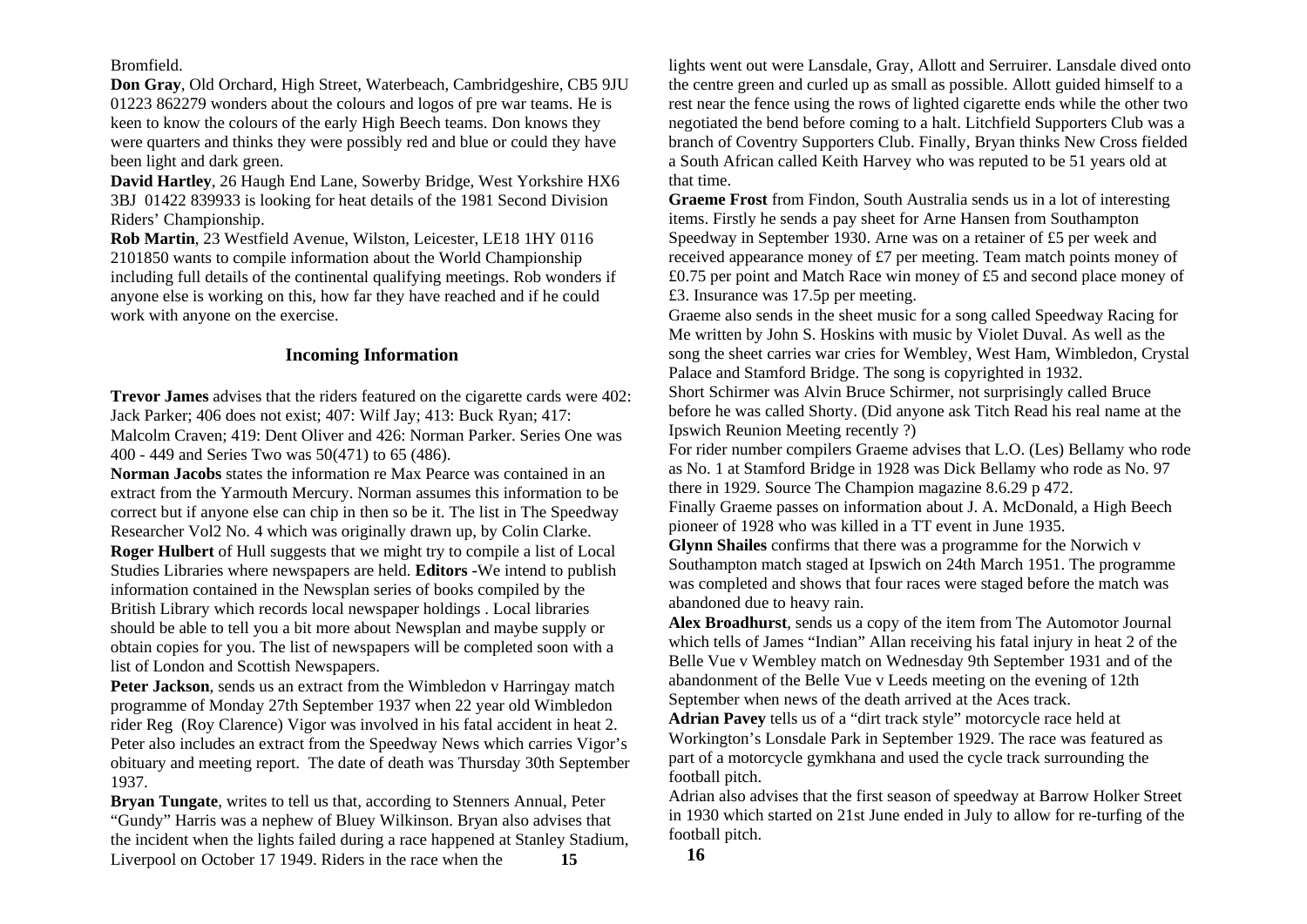Bromfield.

**Don Gray**, Old Orchard, High Street, Waterbeach, Cambridgeshire, CB5 9JU 01223 862279 wonders about the colours and logos of pre war teams. He is keen to know the colours of the early High Beech teams. Don knows they were quarters and thinks they were possibly red and blue or could they have been light and dark green.

**David Hartley**, 26 Haugh End Lane, Sowerby Bridge, West Yorkshire HX6 3BJ 01422 839933 is looking for heat details of the 1981 Second Division Riders' Championship.

**Rob Martin**, 23 Westfield Avenue, Wilston, Leicester, LE18 1HY 0116 2101850 wants to compile information about the World Championship including full details of the continental qualifying meetings. Rob wonders if anyone else is working on this, how far they have reached and if he could work with anyone on the exercise.

## Incoming Information

**Trevor James** advises that the riders featured on the cigarette cards were 402: Jack Parker; 406 does not exist; 407: Wilf Jay; 413: Buck Ryan; 417: Malcolm Craven; 419: Dent Oliver and 426: Norman Parker. Series One was 400 - 449 and Series Two was 50(471) to 65 (486).

**Norman Jacobs** states the information re Max Pearce was contained in an extract from the Yarmouth Mercury. Norman assumes this information to be correct but if anyone else can chip in then so be it. The list in The Speedway Researcher Vol2 No. 4 which was originally drawn up, by Colin Clarke.

**Roger Hulbert** of Hull suggests that we might try to compile a list of Local Studies Libraries where newspapers are held. **Editors -**We intend to publish information contained in the Newsplan series of books compiled by the British Library which records local newspaper holdings . Local libraries should be able to tell you a bit more about Newsplan and maybe supply or obtain copies for you. The list of newspapers will be completed soon with a list of London and Scottish Newspapers.

**Peter Jackson**, sends us an extract from the Wimbledon v Harringay match programme of Monday 27th September 1937 when 22 year old Wimbledon rider Reg (Roy Clarence) Vigor was involved in his fatal accident in heat 2. Peter also includes an extract from the Speedway News which carries Vigor's obituary and meeting report. The date of death was Thursday 30th September 1937.

**Bryan Tungate**, writes to tell us that, according to Stenners Annual, Peter "Gundy" Harris was a nephew of Bluey Wilkinson. Bryan also advises that the incident when the lights failed during a race happened at Stanley Stadium, Liverpool on October 17 1949. Riders in the race when the lights went out were Lansdale, Gray, Allott and Serruirer. Lansdale dived onto the centre green and curled up as small as possible. Allott guided himself to a rest near the fence using the rows of lighted cigarette ends while the other two negotiated the bend before coming to a halt. Litchfield Supporters Club was a branch of Coventry Supporters Club. Finally, Bryan thinks New Cross fielded a South African called Keith Harvey who was reputed to be 51 years old at that time.

**Graeme Frost** from Findon, South Australia sends us in a lot of interesting items. Firstly he sends a pay sheet for Arne Hansen from Southampton Speedway in September 1930. Arne was on a retainer of £5 per week and received appearance money of £7 per meeting. Team match points money of £0.75 per point and Match Race win money of £5 and second place money of £3. Insurance was 17.5p per meeting.

Graeme also sends in the sheet music for a song called Speedway Racing for Me written by John S. Hoskins with music by Violet Duval. As well as the song the sheet carries war cries for Wembley, West Ham, Wimbledon, Crystal Palace and Stamford Bridge. The song is copyrighted in 1932.

Short Schirmer was Alvin Bruce Schirmer, not surprisingly called Bruce before he was called Shorty. (Did anyone ask Titch Read his real name at the Ipswich Reunion Meeting recently ?)

For rider number compilers Graeme advises that L.O. (Les) Bellamy who rode as No. 1 at Stamford Bridge in 1928 was Dick Bellamy who rode as No. 97 there in 1929. Source The Champion magazine 8.6.29 p 472.

Finally Graeme passes on information about J. A. McDonald, a High Beech pioneer of 1928 who was killed in a TT event in June 1935.

**Glynn Shailes** confirms that there was a programme for the Norwich v Southampton match staged at Ipswich on 24th March 1951. The programme was completed and shows that four races were staged before the match was abandoned due to heavy rain.

**Alex Broadhurst**, sends us a copy of the item from The Automotor Journal which tells of James "Indian" Allan receiving his fatal injury in heat 2 of the Belle Vue v Wembley match on Wednesday 9th September 1931 and of the abandonment of the Belle Vue v Leeds meeting on the evening of 12th September when news of the death arrived at the Aces track.

**Adrian Pavey** tells us of a "dirt track style" motorcycle race held at Workington's Lonsdale Park in September 1929. The race was featured as part of a motorcycle gymkhana and used the cycle track surrounding the football pitch.

Adrian also advises that the first season of speedway at Barrow Holker Street in 1930 which started on 21st June ended in July to allow for re-turfing of the football pitch.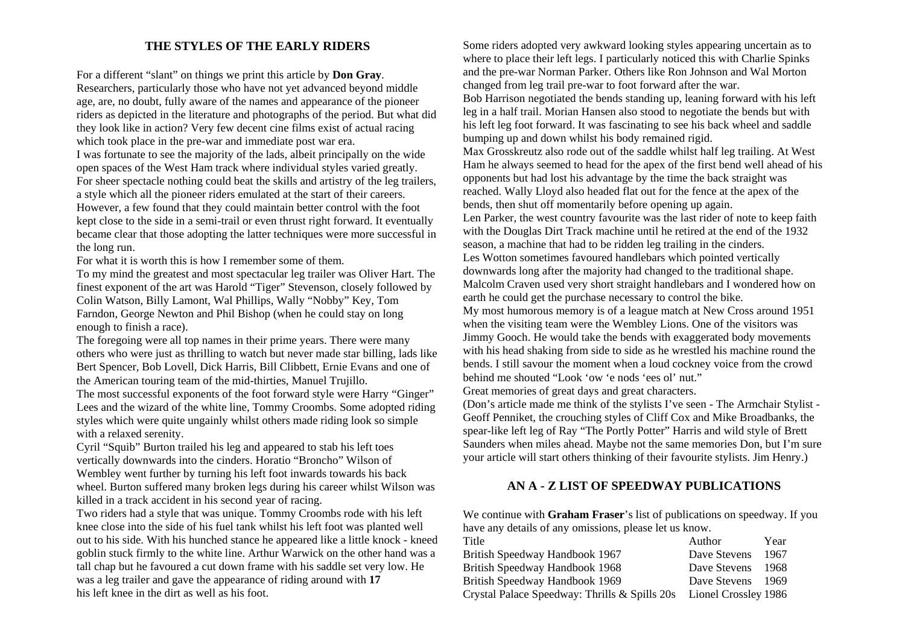## THE STYLES OF THE EARLY RIDERS

For a different "slant" on things we print this article by **Don Gray**.

Researchers, particularly those who have not yet advanced beyond middle age, are, no doubt, fully aware of the names and appearance of the pioneer riders as depicted in the literature and photographs of the period. But what did they look like in action? Very few decent cine films exist of actual racing which took place in the pre-war and immediate post war era.

I was fortunate to see the majority of the lads, albeit principally on the wide open spaces of the West Ham track where individual styles varied greatly. For sheer spectacle nothing could beat the skills and artistry of the leg trailers, a style which all the pioneer riders emulated at the start of their careers. However, a few found that they could maintain better control with the foot kept close to the side in a semi-trail or even thrust right forward. It eventually became clear that those adopting the latter techniques were more successful in the long run.

For what it is worth this is how I remember some of them.

To my mind the greatest and most spectacular leg trailer was Oliver Hart. The finest exponent of the art was Harold "Tiger" Stevenson, closely followed by Colin Watson, Billy Lamont, Wal Phillips, Wally "Nobby" Key, Tom Farndon, George Newton and Phil Bishop (when he could stay on long enough to finish a race).

The foregoing were all top names in their prime years. There were many others who were just as thrilling to watch but never made star billing, lads like Bert Spencer, Bob Lovell, Dick Harris, Bill Clibbett, Ernie Evans and one of the American touring team of the mid-thirties, Manuel Trujillo.

The most successful exponents of the foot forward style were Harry "Ginger" Lees and the wizard of the white line, Tommy Croombs. Some adopted riding styles which were quite ungainly whilst others made riding look so simple with a relaxed serenity.

Cyril "Squib" Burton trailed his leg and appeared to stab his left toes vertically downwards into the cinders. Horatio "Broncho" Wilson of Wembley went further by turning his left foot inwards towards his back wheel. Burton suffered many broken legs during his career whilst Wilson was killed in a track accident in his second year of racing.

Two riders had a style that was unique. Tommy Croombs rode with his left knee close into the side of his fuel tank whilst his left foot was planted well out to his side. With his hunched stance he appeared like a little knock - kneed goblin stuck firmly to the white line. Arthur Warwick on the other hand was a tall chap but he favoured a cut down frame with his saddle set very low. He was a leg trailer and gave the appearance of riding around with his left knee in the dirt as well as his foot.

Some riders adopted very awkward looking styles appearing uncertain as to where to place their left legs. I particularly noticed this with Charlie Spinks and the pre-war Norman Parker. Others like Ron Johnson and Wal Morton changed from leg trail pre-war to foot forward after the war.

Bob Harrison negotiated the bends standing up, leaning forward with his left leg in a half trail. Morian Hansen also stood to negotiate the bends but with his left leg foot forward. It was fascinating to see his back wheel and saddle bumping up and down whilst his body remained rigid.

Max Grosskreutz also rode out of the saddle whilst half leg trailing. At West Ham he always seemed to head for the apex of the first bend well ahead of his opponents but had lost his advantage by the time the back straight was reached. Wally Lloyd also headed flat out for the fence at the apex of the bends, then shut off momentarily before opening up again.

Len Parker, the west country favourite was the last rider of note to keep faith with the Douglas Dirt Track machine until he retired at the end of the 1932 season, a machine that had to be ridden leg trailing in the cinders.

Les Wotton sometimes favoured handlebars which pointed vertically downwards long after the majority had changed to the traditional shape.

Malcolm Craven used very short straight handlebars and I wondered how on earth he could get the purchase necessary to control the bike.

My most humorous memory is of a league match at New Cross around 1951 when the visiting team were the Wembley Lions. One of the visitors was Jimmy Gooch. He would take the bends with exaggerated body movements with his head shaking from side to side as he wrestled his machine round the bends. I still savour the moment when a loud cockney voice from the crowd behind me shouted "Look 'ow 'e nods 'ees ol' nut."

Great memories of great days and great characters.

(Don's article made me think of the stylists I've seen - The Armchair Stylist - Geoff Penniket, the crouching styles of Cliff Cox and Mike Broadbanks, the spear-like left leg of Ray "The Portly Potter" Harris and wild style of Brett Saunders when miles ahead. Maybe not the same memories Don, but I'm sure your article will start others thinking of their favourite stylists. Jim Henry.)

## AN A - Z LIST OF SPEEDWAY PUBLICATIONS

We continue with **Graham Fraser**'s list of publications on speedway. If you have any details of any omissions, please let us know.

| Title | Author | Year |
|---|---|---|
| British Speedway Handbook 1967 | Dave Stevens | 1967 |
| British Speedway Handbook 1968 | Dave Stevens | 1968 |
| British Speedway Handbook 1969 | Dave Stevens | 1969 |
| Crystal Palace Speedway: Thrills & Spills 20s | Lionel Crossley | 1986 |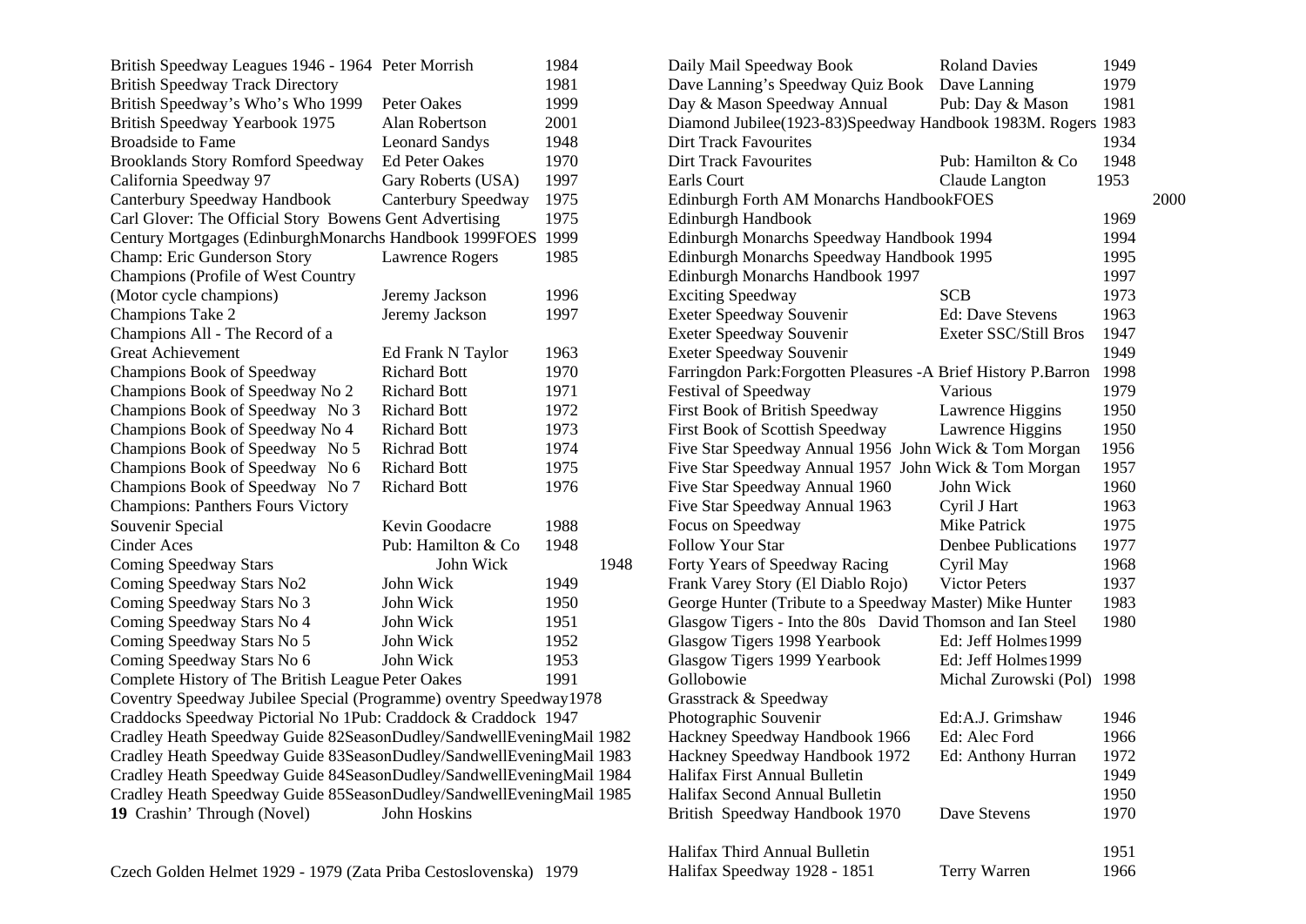| Title | Author/Publisher | Year |
|---|---|---|
| British Speedway Leagues 1946 - 1964 | Peter Morrish | 1984 |
| British Speedway Track Directory | | 1981 |
| British Speedway's Who's Who 1999 | Peter Oakes | 1999 |
| British Speedway Yearbook 1975 | Alan Robertson | 2001 |
| Broadside to Fame | Leonard Sandys | 1948 |
| Brooklands Story Romford Speedway | Ed Peter Oakes | 1970 |
| California Speedway 97 | Gary Roberts (USA) | 1997 |
| Canterbury Speedway Handbook | Canterbury Speedway | 1975 |
| Carl Glover: The Official Story | Bowens Gent Advertising | 1975 |
| Century Mortgages (EdinburghMonarchs Handbook 1999 | FOES | 1999 |
| Champ: Eric Gunderson Story | Lawrence Rogers | 1985 |
| Champions (Profile of West Country (Motor cycle champions) | Jeremy Jackson | 1996 |
| Champions Take 2 | Jeremy Jackson | 1997 |
| Champions All - The Record of a Great Achievement | Ed Frank N Taylor | 1963 |
| Champions Book of Speedway | Richard Bott | 1970 |
| Champions Book of Speedway No 2 | Richard Bott | 1971 |
| Champions Book of Speedway No 3 | Richard Bott | 1972 |
| Champions Book of Speedway No 4 | Richard Bott | 1973 |
| Champions Book of Speedway No 5 | Richrad Bott | 1974 |
| Champions Book of Speedway No 6 | Richard Bott | 1975 |
| Champions Book of Speedway No 7 | Richard Bott | 1976 |
| Champions: Panthers Fours Victory Souvenir Special | Kevin Goodacre | 1988 |
| Cinder Aces | Pub: Hamilton & Co | 1948 |
| Coming Speedway Stars | John Wick | 1948 |
| Coming Speedway Stars No2 | John Wick | 1949 |
| Coming Speedway Stars No 3 | John Wick | 1950 |
| Coming Speedway Stars No 4 | John Wick | 1951 |
| Coming Speedway Stars No 5 | John Wick | 1952 |
| Coming Speedway Stars No 6 | John Wick | 1953 |
| Complete History of The British League | Peter Oakes | 1991 |
| Coventry Speedway Jubilee Special (Programme) | oventry Speedway | 1978 |
| Craddocks Speedway Pictorial No 1 | Pub: Craddock & Craddock | 1947 |
| Cradley Heath Speedway Guide 82Season | Dudley/SandwellEveningMail | 1982 |
| Cradley Heath Speedway Guide 83Season | Dudley/SandwellEveningMail | 1983 |
| Cradley Heath Speedway Guide 84Season | Dudley/SandwellEveningMail | 1984 |
| Cradley Heath Speedway Guide 85Season | Dudley/SandwellEveningMail | 1985 |
| **19** Crashin' Through (Novel) | John Hoskins | |
| Czech Golden Helmet 1929 - 1979 (Zata Priba Cestoslovenska) | | 1979 |

| Title | Author/Publisher | Year |
|---|---|---|
| Daily Mail Speedway Book | Roland Davies | 1949 |
| Dave Lanning's Speedway Quiz Book | Dave Lanning | 1979 |
| Day & Mason Speedway Annual | Pub: Day & Mason | 1981 |
| Diamond Jubilee(1923-83)Speedway Handbook 1983 | M. Rogers | 1983 |
| Dirt Track Favourites | | 1934 |
| Dirt Track Favourites | Pub: Hamilton & Co | 1948 |
| Earls Court | Claude Langton | 1953 |
| Edinburgh Forth AM Monarchs Handbook | FOES | 2000 |
| Edinburgh Handbook | | 1969 |
| Edinburgh Monarchs Speedway Handbook 1994 | | 1994 |
| Edinburgh Monarchs Speedway Handbook 1995 | | 1995 |
| Edinburgh Monarchs Handbook 1997 | | 1997 |
| Exciting Speedway | SCB | 1973 |
| Exeter Speedway Souvenir | Ed: Dave Stevens | 1963 |
| Exeter Speedway Souvenir | Exeter SSC/Still Bros | 1947 |
| Exeter Speedway Souvenir | | 1949 |
| Farringdon Park:Forgotten Pleasures -A Brief History | P.Barron | 1998 |
| Festival of Speedway | Various | 1979 |
| First Book of British Speedway | Lawrence Higgins | 1950 |
| First Book of Scottish Speedway | Lawrence Higgins | 1950 |
| Five Star Speedway Annual 1956 | John Wick & Tom Morgan | 1956 |
| Five Star Speedway Annual 1957 | John Wick & Tom Morgan | 1957 |
| Five Star Speedway Annual 1960 | John Wick | 1960 |
| Five Star Speedway Annual 1963 | Cyril J Hart | 1963 |
| Focus on Speedway | Mike Patrick | 1975 |
| Follow Your Star | Denbee Publications | 1977 |
| Forty Years of Speedway Racing | Cyril May | 1968 |
| Frank Varey Story (El Diablo Rojo) | Victor Peters | 1937 |
| George Hunter (Tribute to a Speedway Master) | Mike Hunter | 1983 |
| Glasgow Tigers - Into the 80s | David Thomson and Ian Steel | 1980 |
| Glasgow Tigers 1998 Yearbook | Ed: Jeff Holmes | 1999 |
| Glasgow Tigers 1999 Yearbook | Ed: Jeff Holmes | 1999 |
| Gollobowie | Michal Zurowski (Pol) | 1998 |
| Grasstrack & Speedway Photographic Souvenir | Ed:A.J. Grimshaw | 1946 |
| Hackney Speedway Handbook 1966 | Ed: Alec Ford | 1966 |
| Hackney Speedway Handbook 1972 | Ed: Anthony Hurran | 1972 |
| Halifax First Annual Bulletin | | 1949 |
| Halifax Second Annual Bulletin | | 1950 |
| British Speedway Handbook 1970 | Dave Stevens | 1970 |
| Halifax Third Annual Bulletin | | 1951 |
| Halifax Speedway 1928 - 1851 | Terry Warren | 1966 |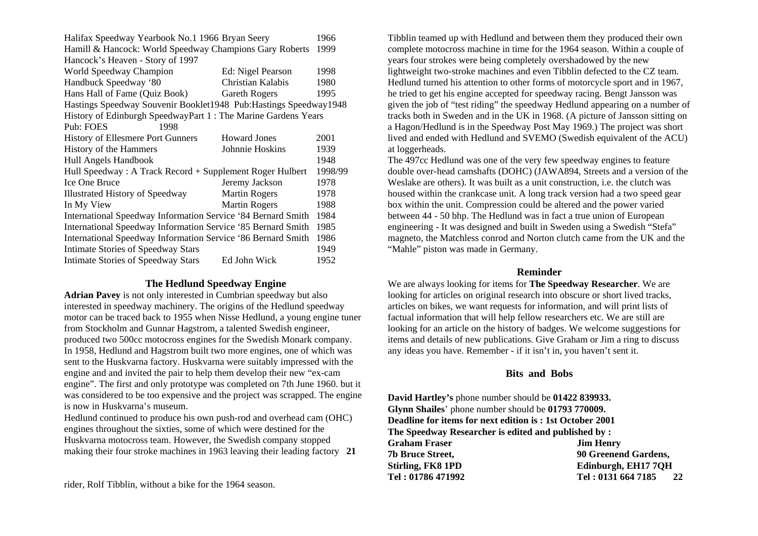| | | |
|---|---|---|
| Halifax Speedway Yearbook No.1 1966 Bryan Seery | | 1966 |
| Hamill & Hancock: World Speedway Champions Gary Roberts | | 1999 |
| Hancock's Heaven - Story of 1997 | | |
| World Speedway Champion | Ed: Nigel Pearson | 1998 |
| Handbuck Speedway '80 | Christian Kalabis | 1980 |
| Hans Hall of Fame (Quiz Book) | Gareth Rogers | 1995 |
| Hastings Speedway Souvenir Booklet1948 Pub:Hastings Speedway1948 | | |
| History of Edinburgh SpeedwayPart 1 : The Marine Gardens Years | | |
| Pub: FOES 1998 | | |
| History of Ellesmere Port Gunners | Howard Jones | 2001 |
| History of the Hammers | Johnnie Hoskins | 1939 |
| Hull Angels Handbook | | 1948 |
| Hull Speedway : A Track Record + Supplement Roger Hulbert | | 1998/99 |
| Ice One Bruce | Jeremy Jackson | 1978 |
| Illustrated History of Speedway | Martin Rogers | 1978 |
| In My View | Martin Rogers | 1988 |
| International Speedway Information Service '84 Bernard Smith | | 1984 |
| International Speedway Information Service '85 Bernard Smith | | 1985 |
| International Speedway Information Service '86 Bernard Smith | | 1986 |
| Intimate Stories of Speedway Stars | | 1949 |
| Intimate Stories of Speedway Stars | Ed John Wick | 1952 |

## The Hedlund Speedway Engine

**Adrian Pavey** is not only interested in Cumbrian speedway but also interested in speedway machinery. The origins of the Hedlund speedway motor can be traced back to 1955 when Nisse Hedlund, a young engine tuner from Stockholm and Gunnar Hagstrom, a talented Swedish engineer, produced two 500cc motocross engines for the Swedish Monark company. In 1958, Hedlund and Hagstrom built two more engines, one of which was sent to the Huskvarna factory. Huskvarna were suitably impressed with the engine and and invited the pair to help them develop their new "ex-cam engine". The first and only prototype was completed on 7th June 1960. but it was considered to be too expensive and the project was scrapped. The engine is now in Huskvarna's museum.

Hedlund continued to produce his own push-rod and overhead cam (OHC) engines throughout the sixties, some of which were destined for the Huskvarna motocross team. However, the Swedish company stopped making their four stroke machines in 1963 leaving their leading factory rider, Rolf Tibblin, without a bike for the 1964 season.

Tibblin teamed up with Hedlund and between them they produced their own complete motocross machine in time for the 1964 season. Within a couple of years four strokes were being completely overshadowed by the new lightweight two-stroke machines and even Tibblin defected to the CZ team. Hedlund turned his attention to other forms of motorcycle sport and in 1967, he tried to get his engine accepted for speedway racing. Bengt Jansson was given the job of "test riding" the speedway Hedlund appearing on a number of tracks both in Sweden and in the UK in 1968. (A picture of Jansson sitting on a Hagon/Hedlund is in the Speedway Post May 1969.) The project was short lived and ended with Hedlund and SVEMO (Swedish equivalent of the ACU) at loggerheads.

The 497cc Hedlund was one of the very few speedway engines to feature double over-head camshafts (DOHC) (JAWA894, Streets and a version of the Weslake are others). It was built as a unit construction, i.e. the clutch was housed within the crankcase unit. A long track version had a two speed gear box within the unit. Compression could be altered and the power varied between 44 - 50 bhp. The Hedlund was in fact a true union of European engineering - It was designed and built in Sweden using a Swedish "Stefa" magneto, the Matchless conrod and Norton clutch came from the UK and the "Mahle" piston was made in Germany.

## Reminder

We are always looking for items for **The Speedway Researcher**. We are looking for articles on original research into obscure or short lived tracks, articles on bikes, we want requests for information, and will print lists of factual information that will help fellow researchers etc. We are still are looking for an article on the history of badges. We welcome suggestions for items and details of new publications. Give Graham or Jim a ring to discuss any ideas you have. Remember - if it isn't in, you haven't sent it.

## Bits and Bobs

**David Hartley's** phone number should be **01422 839933.**
**Glynn Shailes**' phone number should be **01793 770009.**
**Deadline for items for next edition is : 1st October 2001**
**The Speedway Researcher is edited and published by :**

| | |
|---|---|
| **Graham Fraser** | **Jim Henry** |
| **7b Bruce Street,** | **90 Greenend Gardens,** |
| **Stirling, FK8 1PD** | **Edinburgh, EH17 7QH** |
| **Tel : 01786 471992** | **Tel : 0131 664 7185** |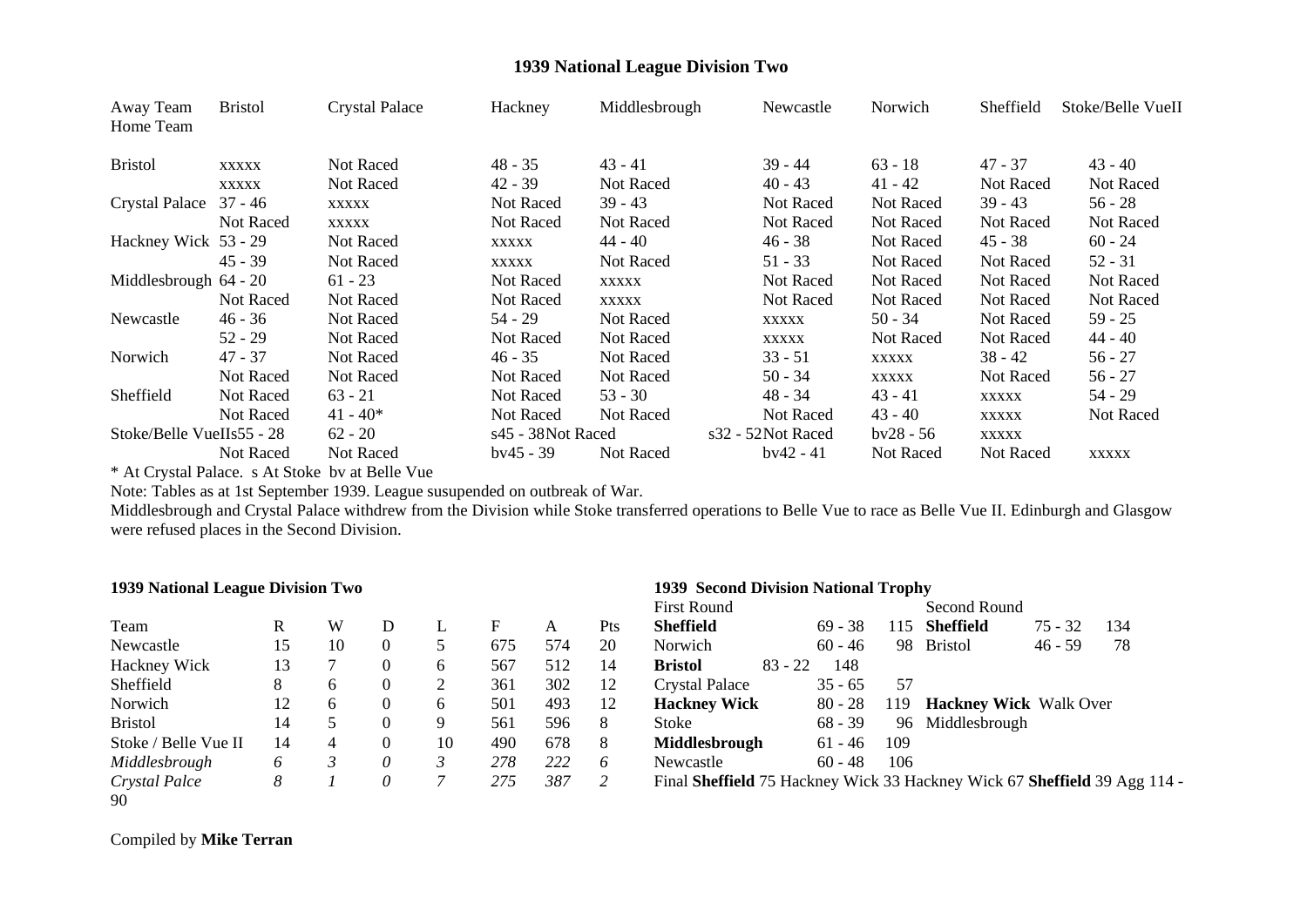# 1939 National League Division Two

| Away Team / Home Team | Bristol | Crystal Palace | Hackney | Middlesbrough | Newcastle | Norwich | Sheffield | Stoke/Belle VueII |
|---|---|---|---|---|---|---|---|---|
| Bristol | xxxxx | Not Raced | 48 - 35 | 43 - 41 | 39 - 44 | 63 - 18 | 47 - 37 | 43 - 40 |
| | xxxxx | Not Raced | 42 - 39 | Not Raced | 40 - 43 | 41 - 42 | Not Raced | Not Raced |
| Crystal Palace | 37 - 46 | xxxxx | Not Raced | 39 - 43 | Not Raced | Not Raced | 39 - 43 | 56 - 28 |
| | Not Raced | xxxxx | Not Raced | Not Raced | Not Raced | Not Raced | Not Raced | Not Raced |
| Hackney Wick | 53 - 29 | Not Raced | xxxxx | 44 - 40 | 46 - 38 | Not Raced | 45 - 38 | 60 - 24 |
| | 45 - 39 | Not Raced | xxxxx | Not Raced | 51 - 33 | Not Raced | Not Raced | 52 - 31 |
| Middlesbrough | 64 - 20 | 61 - 23 | Not Raced | xxxxx | Not Raced | Not Raced | Not Raced | Not Raced |
| | Not Raced | Not Raced | Not Raced | xxxxx | Not Raced | Not Raced | Not Raced | Not Raced |
| Newcastle | 46 - 36 | Not Raced | 54 - 29 | Not Raced | xxxxx | 50 - 34 | Not Raced | 59 - 25 |
| | 52 - 29 | Not Raced | Not Raced | Not Raced | xxxxx | Not Raced | Not Raced | 44 - 40 |
| Norwich | 47 - 37 | Not Raced | 46 - 35 | Not Raced | 33 - 51 | xxxxx | 38 - 42 | 56 - 27 |
| | Not Raced | Not Raced | Not Raced | Not Raced | 50 - 34 | xxxxx | Not Raced | 56 - 27 |
| Sheffield | Not Raced | 63 - 21 | Not Raced | 53 - 30 | 48 - 34 | 43 - 41 | xxxxx | 54 - 29 |
| | Not Raced | 41 - 40* | Not Raced | Not Raced | Not Raced | 43 - 40 | xxxxx | Not Raced |
| Stoke/Belle VueII | s55 - 28 | 62 - 20 | s45 - 38 | Not Raced | s32 - 52 | Not Raced | bv28 - 56 | xxxxx |
| | Not Raced | Not Raced | bv45 - 39 | Not Raced | bv42 - 41 | Not Raced | Not Raced | xxxxx |

\* At Crystal Palace. s At Stoke bv at Belle Vue

Note: Tables as at 1st September 1939. League susupended on outbreak of War.

Middlesbrough and Crystal Palace withdrew from the Division while Stoke transferred operations to Belle Vue to race as Belle Vue II. Edinburgh and Glasgow were refused places in the Second Division.

## 1939 National League Division Two

| Team | R | W | D | L | F | A | Pts |
|---|---|---|---|---|---|---|---|
| Newcastle | 15 | 10 | 0 | 5 | 675 | 574 | 20 |
| Hackney Wick | 13 | 7 | 0 | 6 | 567 | 512 | 14 |
| Sheffield | 8 | 6 | 0 | 2 | 361 | 302 | 12 |
| Norwich | 12 | 6 | 0 | 6 | 501 | 493 | 12 |
| Bristol | 14 | 5 | 0 | 9 | 561 | 596 | 8 |
| Stoke / Belle Vue II | 14 | 4 | 0 | 10 | 490 | 678 | 8 |
| *Middlesbrough* | *6* | *3* | *0* | *3* | *278* | *222* | *6* |
| *Crystal Palce* | *8* | *1* | *0* | *7* | *275* | *387* | *2* |

## 1939 Second Division National Trophy

**First Round**

| Team | Home | Away | Agg |
|---|---|---|---|
| **Sheffield** | | 69 - 38 | 115 |
| Norwich | | 60 - 46 | 98 |
| **Bristol** | 83 - 22 | | 148 |
| Crystal Palace | | 35 - 65 | 57 |
| **Hackney Wick** | | 80 - 28 | 119 |
| Stoke | | 68 - 39 | 96 |
| **Middlesbrough** | | 61 - 46 | 109 |
| Newcastle | | 60 - 48 | 106 |

**Second Round**

| Team | Score | Agg |
|---|---|---|
| **Sheffield** | 75 - 32 | 134 |
| Bristol | 46 - 59 | 78 |
| **Hackney Wick** Walk Over | | |
| Middlesbrough | | |

Final **Sheffield** 75 Hackney Wick 33 Hackney Wick 67 **Sheffield** 39 Agg 114 - 90

Compiled by **Mike Terran**